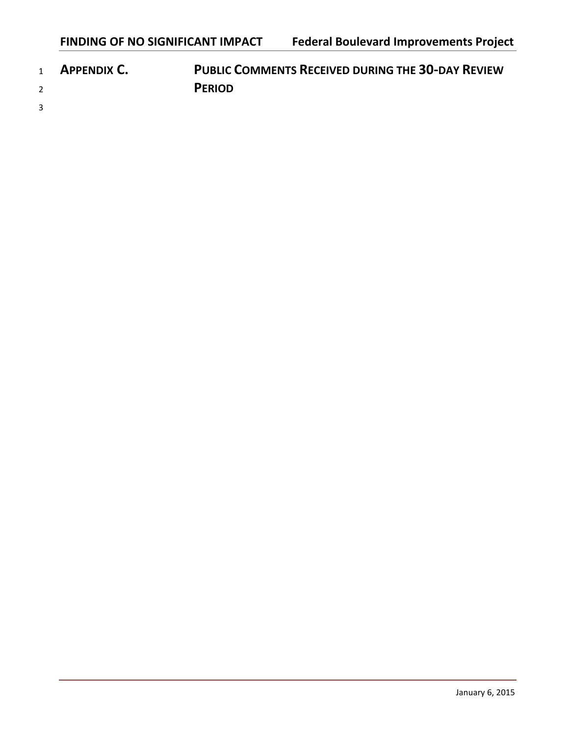# APPENDIX C. PUBLIC COMMENTS RECEIVED DURING THE 30-DAY REVIEW PERIOD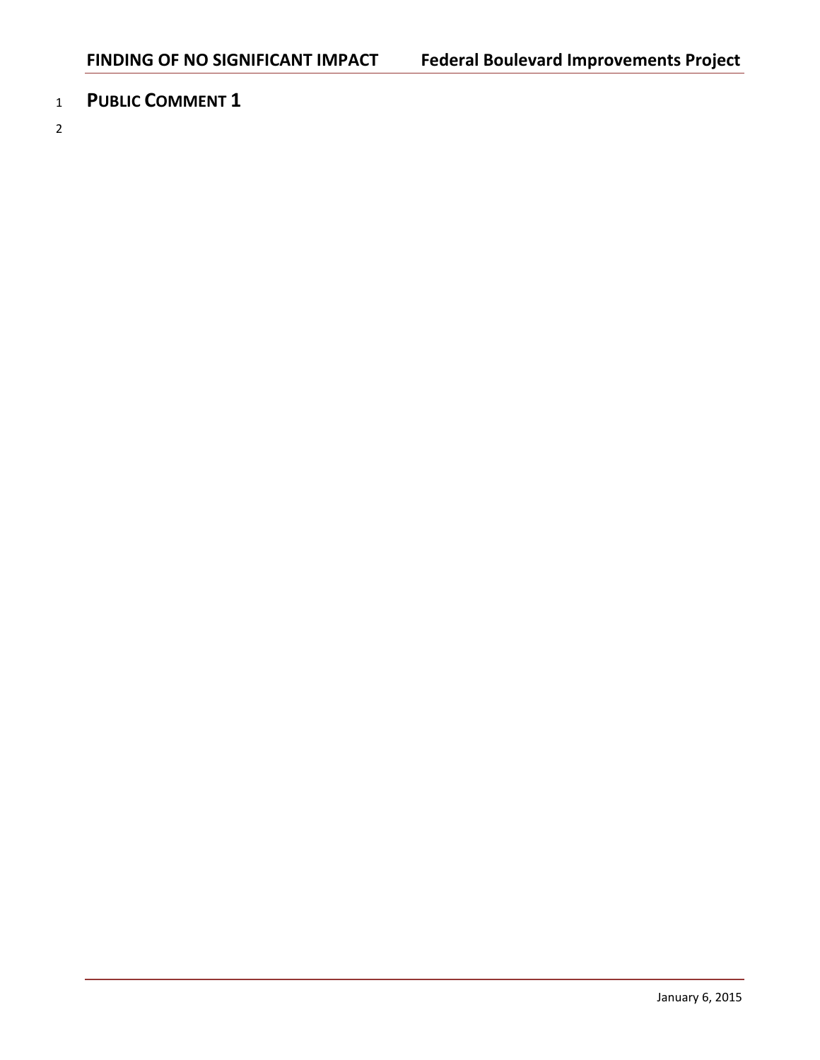## PUBLIC COMMENT 1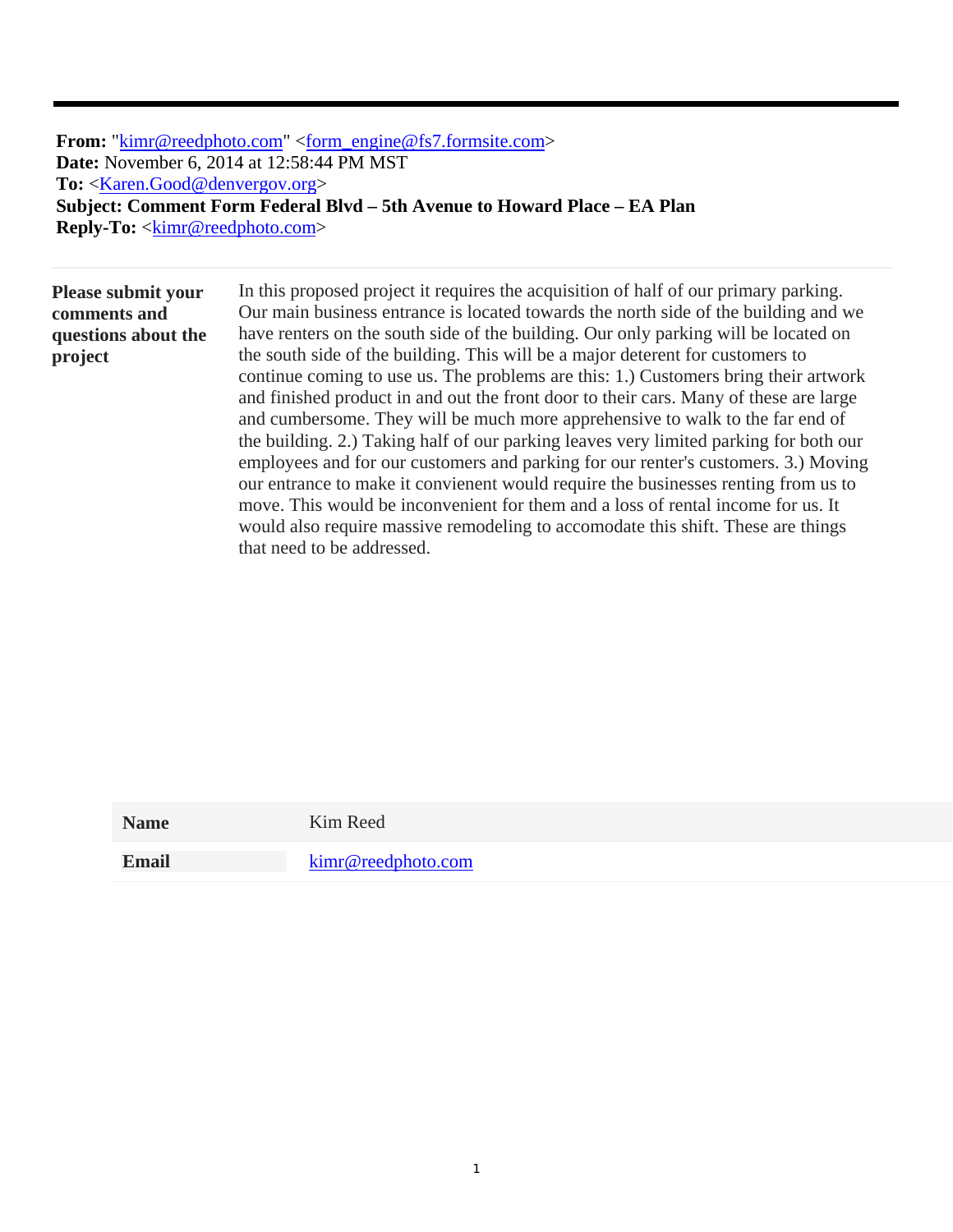**From:** "kimr@reedphoto.com" <form_engine@fs7.formsite.com>
**Date:** November 6, 2014 at 12:58:44 PM MST
**To:** <Karen.Good@denvergov.org>
**Subject: Comment Form Federal Blvd – 5th Avenue to Howard Place – EA Plan**
**Reply-To:** <kimr@reedphoto.com>

---

| | |
|---|---|
| **Please submit your comments and questions about the project** | In this proposed project it requires the acquisition of half of our primary parking. Our main business entrance is located towards the north side of the building and we have renters on the south side of the building. Our only parking will be located on the south side of the building. This will be a major deterent for customers to continue coming to use us. The problems are this: 1.) Customers bring their artwork and finished product in and out the front door to their cars. Many of these are large and cumbersome. They will be much more apprehensive to walk to the far end of the building. 2.) Taking half of our parking leaves very limited parking for both our employees and for our customers and parking for our renter's customers. 3.) Moving our entrance to make it convienent would require the businesses renting from us to move. This would be inconvenient for them and a loss of rental income for us. It would also require massive remodeling to accomodate this shift. These are things that need to be addressed. |

| | |
|---|---|
| **Name** | Kim Reed |
| **Email** | kimr@reedphoto.com |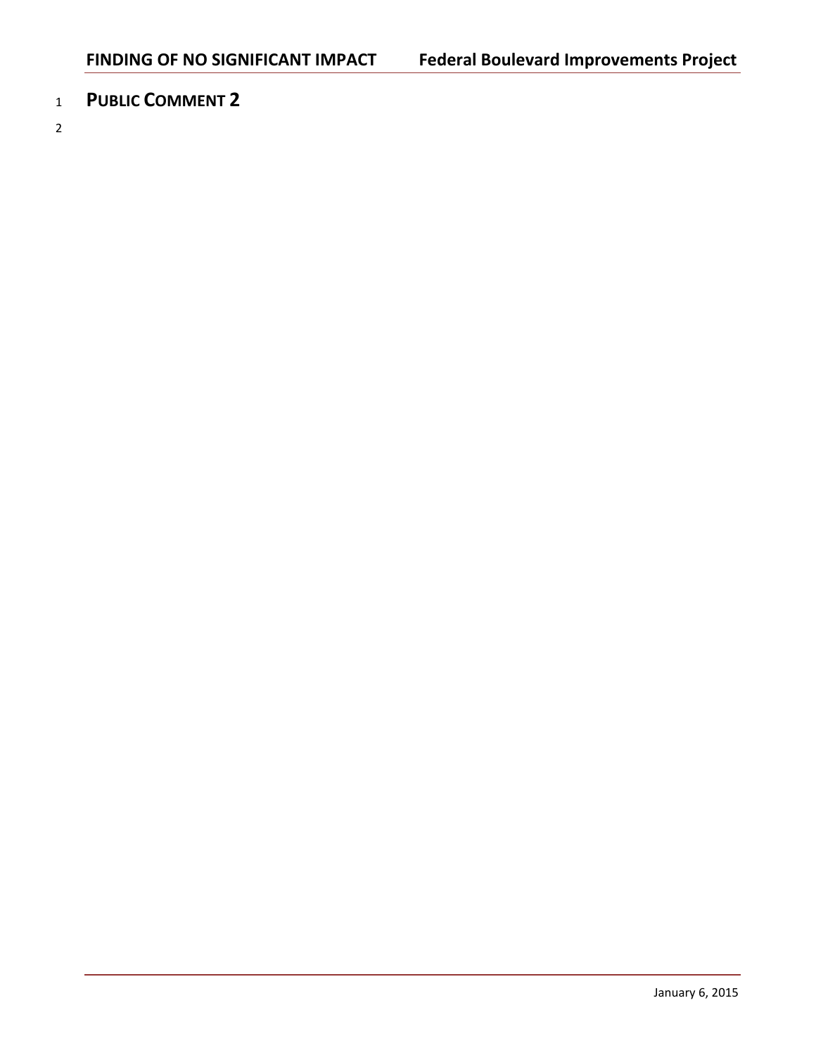# PUBLIC COMMENT 2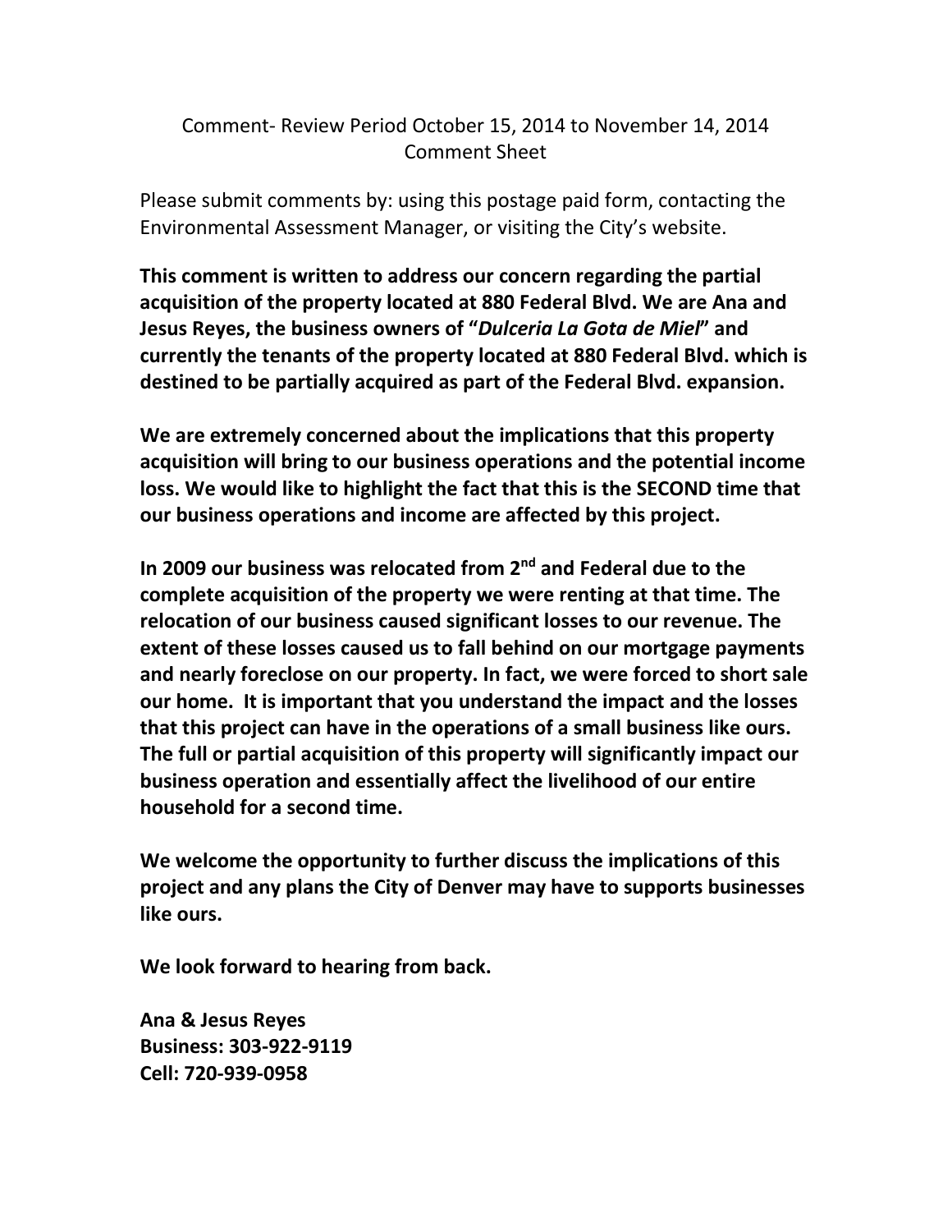Comment- Review Period October 15, 2014 to November 14, 2014
Comment Sheet

Please submit comments by: using this postage paid form, contacting the Environmental Assessment Manager, or visiting the City's website.

**This comment is written to address our concern regarding the partial acquisition of the property located at 880 Federal Blvd. We are Ana and Jesus Reyes, the business owners of "*Dulceria La Gota de Miel*" and currently the tenants of the property located at 880 Federal Blvd. which is destined to be partially acquired as part of the Federal Blvd. expansion.**

**We are extremely concerned about the implications that this property acquisition will bring to our business operations and the potential income loss. We would like to highlight the fact that this is the SECOND time that our business operations and income are affected by this project.**

**In 2009 our business was relocated from 2nd and Federal due to the complete acquisition of the property we were renting at that time. The relocation of our business caused significant losses to our revenue. The extent of these losses caused us to fall behind on our mortgage payments and nearly foreclose on our property. In fact, we were forced to short sale our home. It is important that you understand the impact and the losses that this project can have in the operations of a small business like ours. The full or partial acquisition of this property will significantly impact our business operation and essentially affect the livelihood of our entire household for a second time.**

**We welcome the opportunity to further discuss the implications of this project and any plans the City of Denver may have to supports businesses like ours.**

**We look forward to hearing from back.**

**Ana & Jesus Reyes**
**Business: 303-922-9119**
**Cell: 720-939-0958**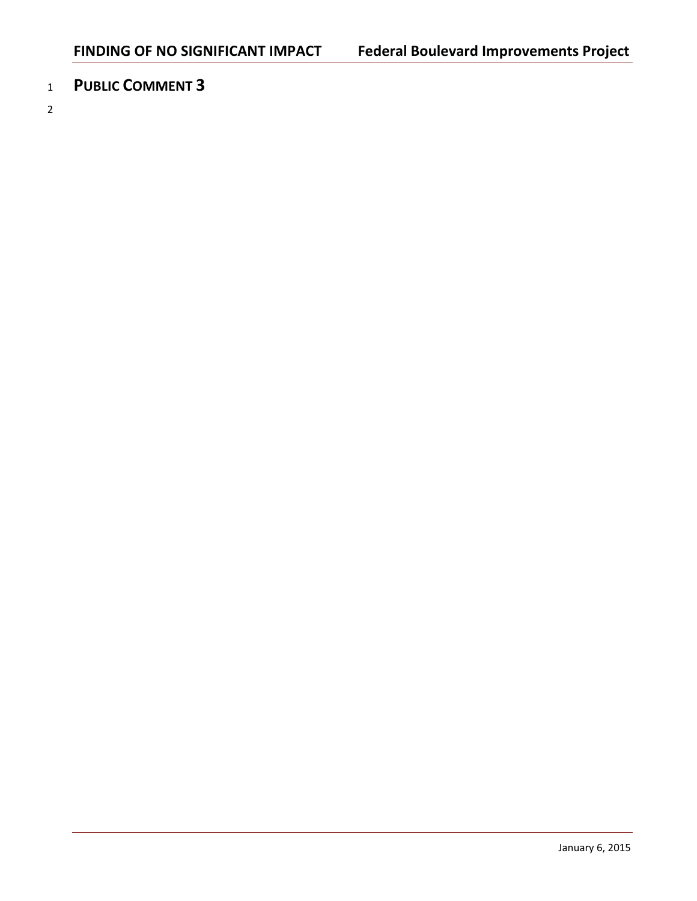# PUBLIC COMMENT 3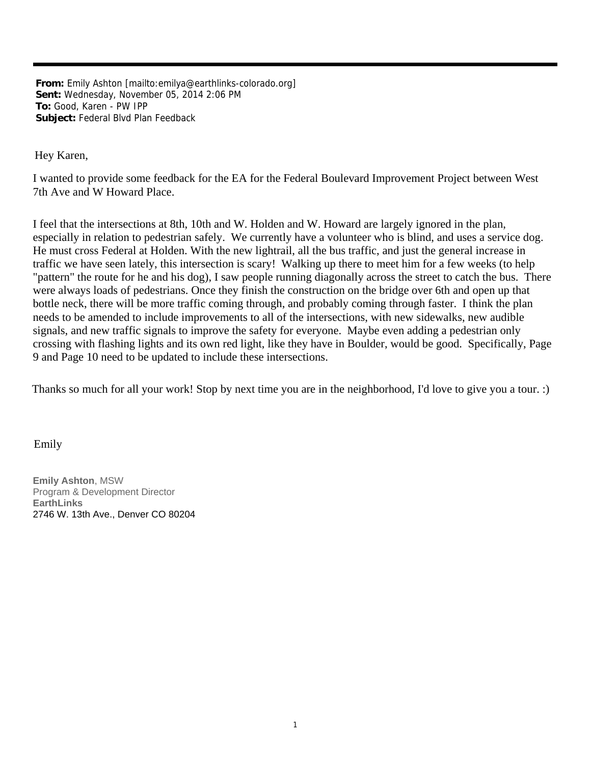**From:** Emily Ashton [mailto:emilya@earthlinks-colorado.org]
**Sent:** Wednesday, November 05, 2014 2:06 PM
**To:** Good, Karen - PW IPP
**Subject:** Federal Blvd Plan Feedback

Hey Karen,

I wanted to provide some feedback for the EA for the Federal Boulevard Improvement Project between West 7th Ave and W Howard Place.

I feel that the intersections at 8th, 10th and W. Holden and W. Howard are largely ignored in the plan, especially in relation to pedestrian safely. We currently have a volunteer who is blind, and uses a service dog. He must cross Federal at Holden. With the new lightrail, all the bus traffic, and just the general increase in traffic we have seen lately, this intersection is scary! Walking up there to meet him for a few weeks (to help "pattern" the route for he and his dog), I saw people running diagonally across the street to catch the bus. There were always loads of pedestrians. Once they finish the construction on the bridge over 6th and open up that bottle neck, there will be more traffic coming through, and probably coming through faster. I think the plan needs to be amended to include improvements to all of the intersections, with new sidewalks, new audible signals, and new traffic signals to improve the safety for everyone. Maybe even adding a pedestrian only crossing with flashing lights and its own red light, like they have in Boulder, would be good. Specifically, Page 9 and Page 10 need to be updated to include these intersections.

Thanks so much for all your work! Stop by next time you are in the neighborhood, I'd love to give you a tour. :)

Emily

**Emily Ashton**, MSW
Program & Development Director
**EarthLinks**
2746 W. 13th Ave., Denver CO 80204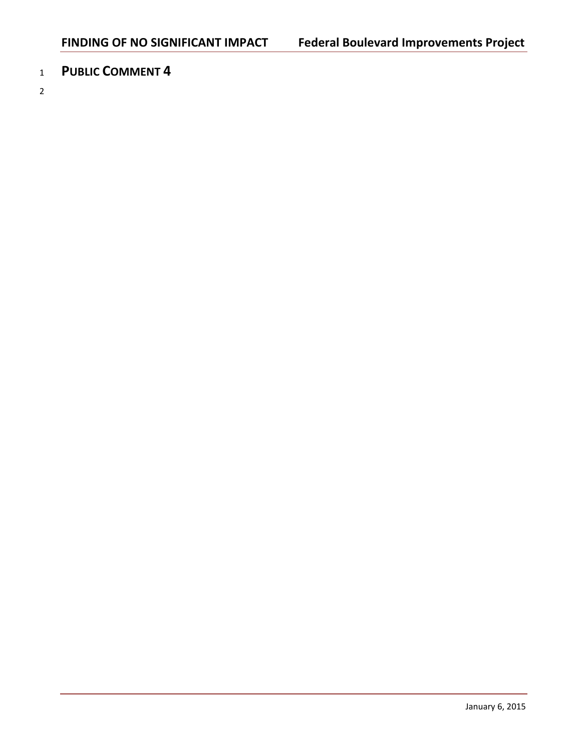## PUBLIC COMMENT 4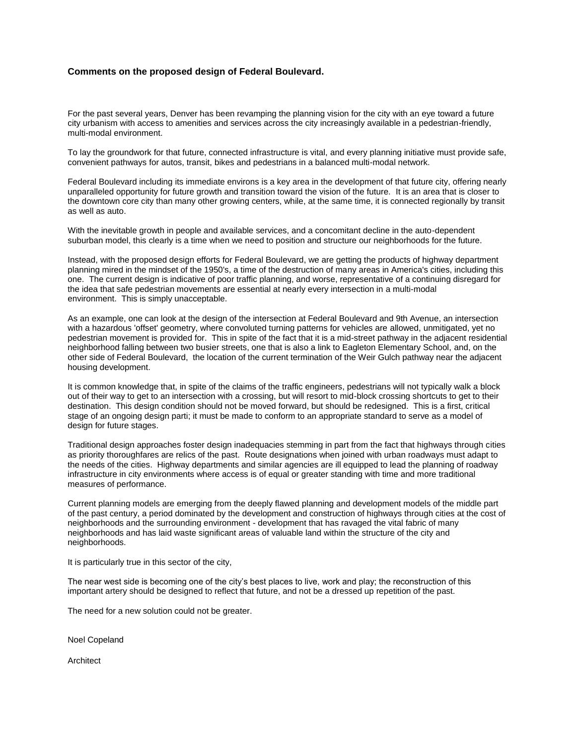**Comments on the proposed design of Federal Boulevard.**

For the past several years, Denver has been revamping the planning vision for the city with an eye toward a future city urbanism with access to amenities and services across the city increasingly available in a pedestrian-friendly, multi-modal environment.

To lay the groundwork for that future, connected infrastructure is vital, and every planning initiative must provide safe, convenient pathways for autos, transit, bikes and pedestrians in a balanced multi-modal network.

Federal Boulevard including its immediate environs is a key area in the development of that future city, offering nearly unparalleled opportunity for future growth and transition toward the vision of the future. It is an area that is closer to the downtown core city than many other growing centers, while, at the same time, it is connected regionally by transit as well as auto.

With the inevitable growth in people and available services, and a concomitant decline in the auto-dependent suburban model, this clearly is a time when we need to position and structure our neighborhoods for the future.

Instead, with the proposed design efforts for Federal Boulevard, we are getting the products of highway department planning mired in the mindset of the 1950's, a time of the destruction of many areas in America's cities, including this one. The current design is indicative of poor traffic planning, and worse, representative of a continuing disregard for the idea that safe pedestrian movements are essential at nearly every intersection in a multi-modal environment. This is simply unacceptable.

As an example, one can look at the design of the intersection at Federal Boulevard and 9th Avenue, an intersection with a hazardous 'offset' geometry, where convoluted turning patterns for vehicles are allowed, unmitigated, yet no pedestrian movement is provided for. This in spite of the fact that it is a mid-street pathway in the adjacent residential neighborhood falling between two busier streets, one that is also a link to Eagleton Elementary School, and, on the other side of Federal Boulevard, the location of the current termination of the Weir Gulch pathway near the adjacent housing development.

It is common knowledge that, in spite of the claims of the traffic engineers, pedestrians will not typically walk a block out of their way to get to an intersection with a crossing, but will resort to mid-block crossing shortcuts to get to their destination. This design condition should not be moved forward, but should be redesigned. This is a first, critical stage of an ongoing design parti; it must be made to conform to an appropriate standard to serve as a model of design for future stages.

Traditional design approaches foster design inadequacies stemming in part from the fact that highways through cities as priority thoroughfares are relics of the past. Route designations when joined with urban roadways must adapt to the needs of the cities. Highway departments and similar agencies are ill equipped to lead the planning of roadway infrastructure in city environments where access is of equal or greater standing with time and more traditional measures of performance.

Current planning models are emerging from the deeply flawed planning and development models of the middle part of the past century, a period dominated by the development and construction of highways through cities at the cost of neighborhoods and the surrounding environment - development that has ravaged the vital fabric of many neighborhoods and has laid waste significant areas of valuable land within the structure of the city and neighborhoods.

It is particularly true in this sector of the city,

The near west side is becoming one of the city's best places to live, work and play; the reconstruction of this important artery should be designed to reflect that future, and not be a dressed up repetition of the past.

The need for a new solution could not be greater.

Noel Copeland

Architect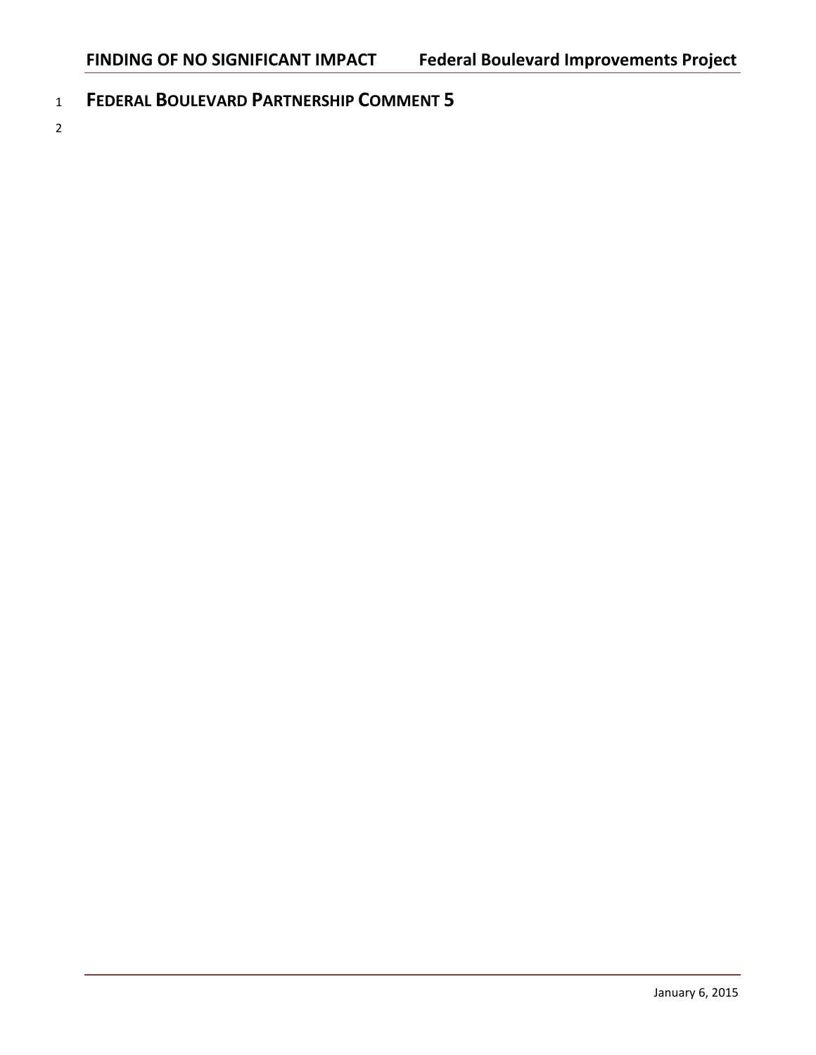# Federal Boulevard Partnership Comment 5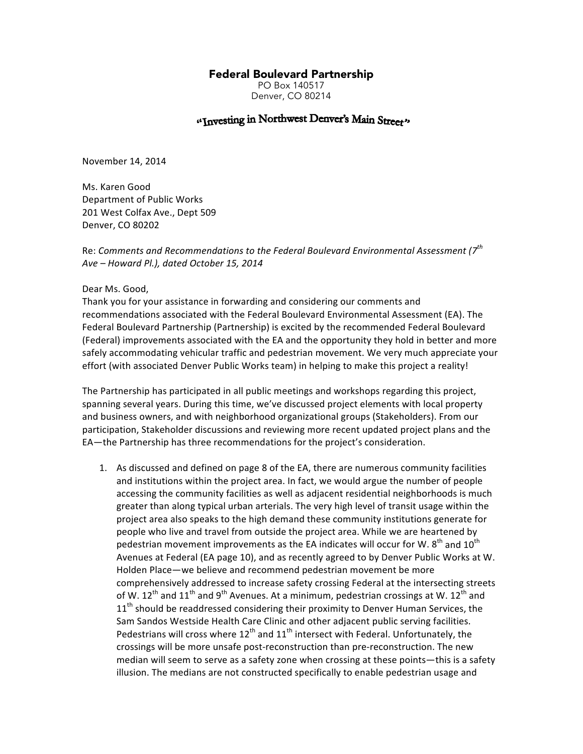# Federal Boulevard Partnership

PO Box 140517
Denver, CO 80214

**"Investing in Northwest Denver's Main Street"**

November 14, 2014

Ms. Karen Good
Department of Public Works
201 West Colfax Ave., Dept 509
Denver, CO 80202

Re: *Comments and Recommendations to the Federal Boulevard Environmental Assessment (7th Ave – Howard Pl.), dated October 15, 2014*

Dear Ms. Good,

Thank you for your assistance in forwarding and considering our comments and recommendations associated with the Federal Boulevard Environmental Assessment (EA). The Federal Boulevard Partnership (Partnership) is excited by the recommended Federal Boulevard (Federal) improvements associated with the EA and the opportunity they hold in better and more safely accommodating vehicular traffic and pedestrian movement. We very much appreciate your effort (with associated Denver Public Works team) in helping to make this project a reality!

The Partnership has participated in all public meetings and workshops regarding this project, spanning several years. During this time, we've discussed project elements with local property and business owners, and with neighborhood organizational groups (Stakeholders). From our participation, Stakeholder discussions and reviewing more recent updated project plans and the EA—the Partnership has three recommendations for the project's consideration.

1. As discussed and defined on page 8 of the EA, there are numerous community facilities and institutions within the project area. In fact, we would argue the number of people accessing the community facilities as well as adjacent residential neighborhoods is much greater than along typical urban arterials. The very high level of transit usage within the project area also speaks to the high demand these community institutions generate for people who live and travel from outside the project area. While we are heartened by pedestrian movement improvements as the EA indicates will occur for W. 8th and 10th Avenues at Federal (EA page 10), and as recently agreed to by Denver Public Works at W. Holden Place—we believe and recommend pedestrian movement be more comprehensively addressed to increase safety crossing Federal at the intersecting streets of W. 12th and 11th and 9th Avenues. At a minimum, pedestrian crossings at W. 12th and 11th should be readdressed considering their proximity to Denver Human Services, the Sam Sandos Westside Health Care Clinic and other adjacent public serving facilities. Pedestrians will cross where 12th and 11th intersect with Federal. Unfortunately, the crossings will be more unsafe post-reconstruction than pre-reconstruction. The new median will seem to serve as a safety zone when crossing at these points—this is a safety illusion. The medians are not constructed specifically to enable pedestrian usage and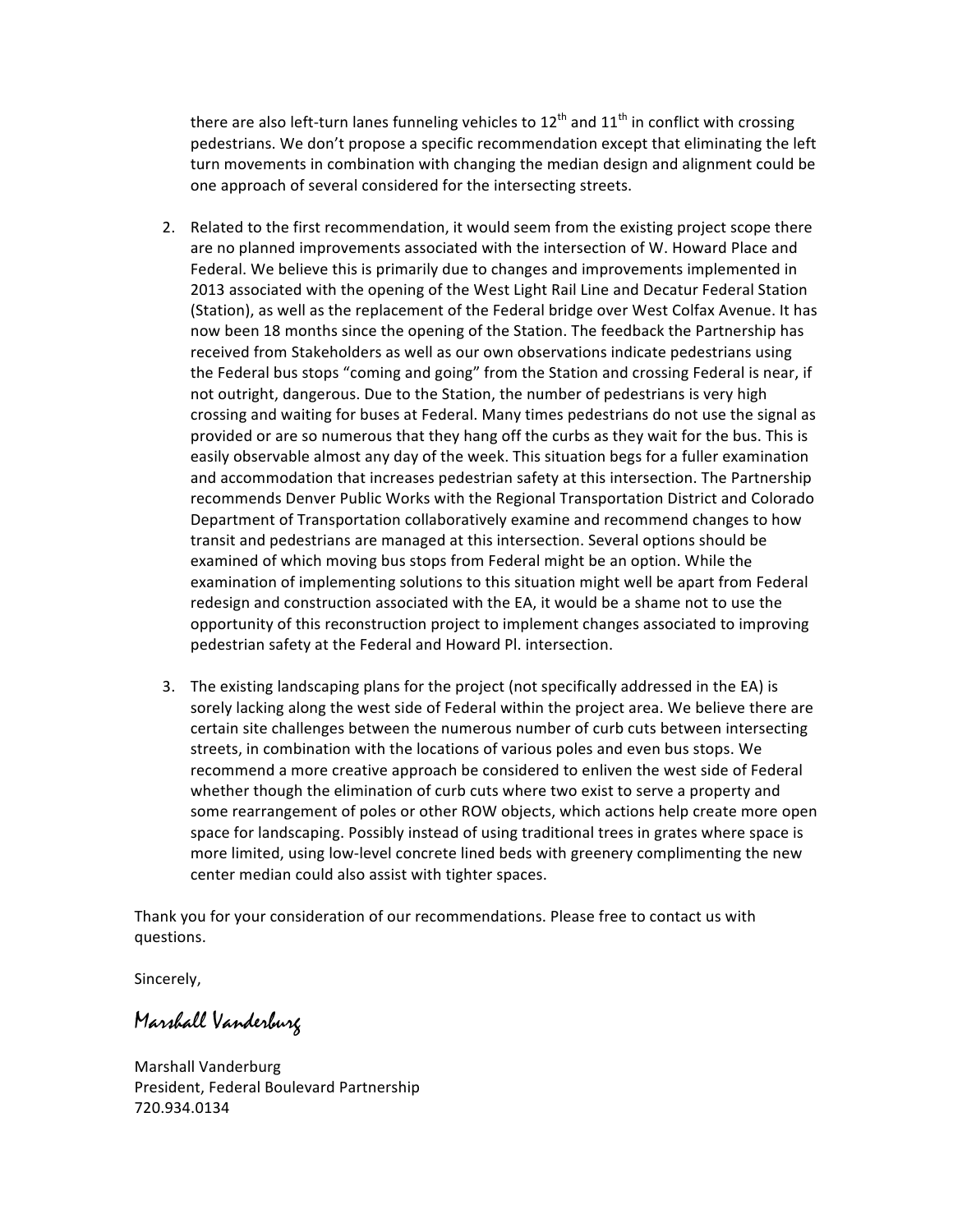there are also left-turn lanes funneling vehicles to 12th and 11th in conflict with crossing pedestrians. We don't propose a specific recommendation except that eliminating the left turn movements in combination with changing the median design and alignment could be one approach of several considered for the intersecting streets.

2. Related to the first recommendation, it would seem from the existing project scope there are no planned improvements associated with the intersection of W. Howard Place and Federal. We believe this is primarily due to changes and improvements implemented in 2013 associated with the opening of the West Light Rail Line and Decatur Federal Station (Station), as well as the replacement of the Federal bridge over West Colfax Avenue. It has now been 18 months since the opening of the Station. The feedback the Partnership has received from Stakeholders as well as our own observations indicate pedestrians using the Federal bus stops "coming and going" from the Station and crossing Federal is near, if not outright, dangerous. Due to the Station, the number of pedestrians is very high crossing and waiting for buses at Federal. Many times pedestrians do not use the signal as provided or are so numerous that they hang off the curbs as they wait for the bus. This is easily observable almost any day of the week. This situation begs for a fuller examination and accommodation that increases pedestrian safety at this intersection. The Partnership recommends Denver Public Works with the Regional Transportation District and Colorado Department of Transportation collaboratively examine and recommend changes to how transit and pedestrians are managed at this intersection. Several options should be examined of which moving bus stops from Federal might be an option. While the examination of implementing solutions to this situation might well be apart from Federal redesign and construction associated with the EA, it would be a shame not to use the opportunity of this reconstruction project to implement changes associated to improving pedestrian safety at the Federal and Howard Pl. intersection.

3. The existing landscaping plans for the project (not specifically addressed in the EA) is sorely lacking along the west side of Federal within the project area. We believe there are certain site challenges between the numerous number of curb cuts between intersecting streets, in combination with the locations of various poles and even bus stops. We recommend a more creative approach be considered to enliven the west side of Federal whether though the elimination of curb cuts where two exist to serve a property and some rearrangement of poles or other ROW objects, which actions help create more open space for landscaping. Possibly instead of using traditional trees in grates where space is more limited, using low-level concrete lined beds with greenery complimenting the new center median could also assist with tighter spaces.

Thank you for your consideration of our recommendations. Please free to contact us with questions.

Sincerely,

*Marshall Vanderburg*

Marshall Vanderburg
President, Federal Boulevard Partnership
720.934.0134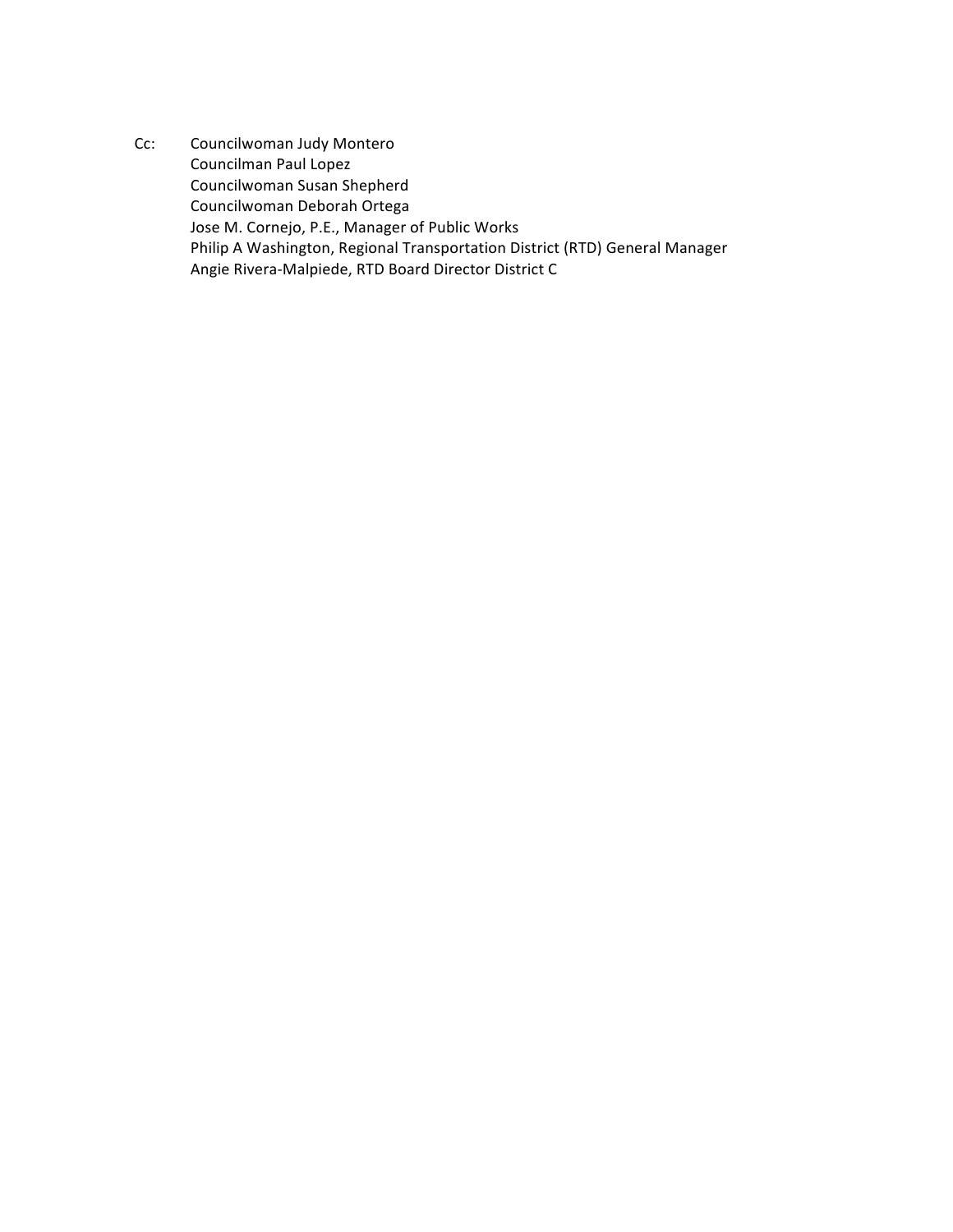Cc: Councilwoman Judy Montero
Councilman Paul Lopez
Councilwoman Susan Shepherd
Councilwoman Deborah Ortega
Jose M. Cornejo, P.E., Manager of Public Works
Philip A Washington, Regional Transportation District (RTD) General Manager
Angie Rivera-Malpiede, RTD Board Director District C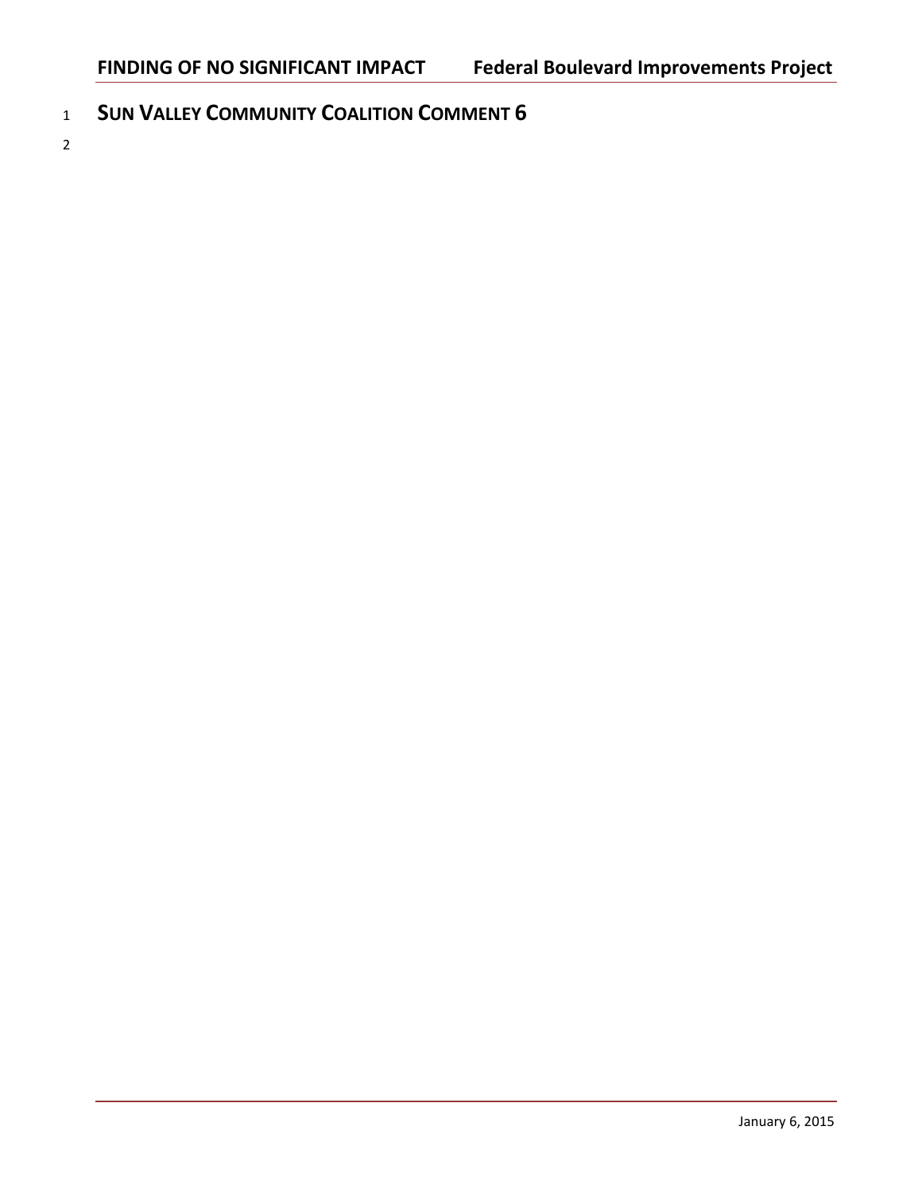## SUN VALLEY COMMUNITY COALITION COMMENT 6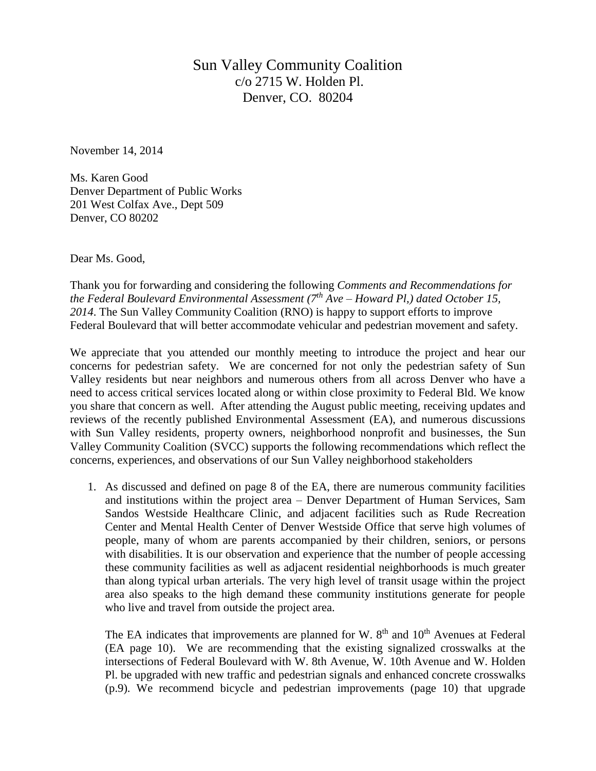# Sun Valley Community Coalition

c/o 2715 W. Holden Pl.
Denver, CO. 80204

November 14, 2014

Ms. Karen Good
Denver Department of Public Works
201 West Colfax Ave., Dept 509
Denver, CO 80202

Dear Ms. Good,

Thank you for forwarding and considering the following *Comments and Recommendations for the Federal Boulevard Environmental Assessment (7th Ave – Howard Pl,) dated October 15, 2014*. The Sun Valley Community Coalition (RNO) is happy to support efforts to improve Federal Boulevard that will better accommodate vehicular and pedestrian movement and safety.

We appreciate that you attended our monthly meeting to introduce the project and hear our concerns for pedestrian safety. We are concerned for not only the pedestrian safety of Sun Valley residents but near neighbors and numerous others from all across Denver who have a need to access critical services located along or within close proximity to Federal Bld. We know you share that concern as well. After attending the August public meeting, receiving updates and reviews of the recently published Environmental Assessment (EA), and numerous discussions with Sun Valley residents, property owners, neighborhood nonprofit and businesses, the Sun Valley Community Coalition (SVCC) supports the following recommendations which reflect the concerns, experiences, and observations of our Sun Valley neighborhood stakeholders

1. As discussed and defined on page 8 of the EA, there are numerous community facilities and institutions within the project area – Denver Department of Human Services, Sam Sandos Westside Healthcare Clinic, and adjacent facilities such as Rude Recreation Center and Mental Health Center of Denver Westside Office that serve high volumes of people, many of whom are parents accompanied by their children, seniors, or persons with disabilities. It is our observation and experience that the number of people accessing these community facilities as well as adjacent residential neighborhoods is much greater than along typical urban arterials. The very high level of transit usage within the project area also speaks to the high demand these community institutions generate for people who live and travel from outside the project area.

   The EA indicates that improvements are planned for W. 8th and 10th Avenues at Federal (EA page 10). We are recommending that the existing signalized crosswalks at the intersections of Federal Boulevard with W. 8th Avenue, W. 10th Avenue and W. Holden Pl. be upgraded with new traffic and pedestrian signals and enhanced concrete crosswalks (p.9). We recommend bicycle and pedestrian improvements (page 10) that upgrade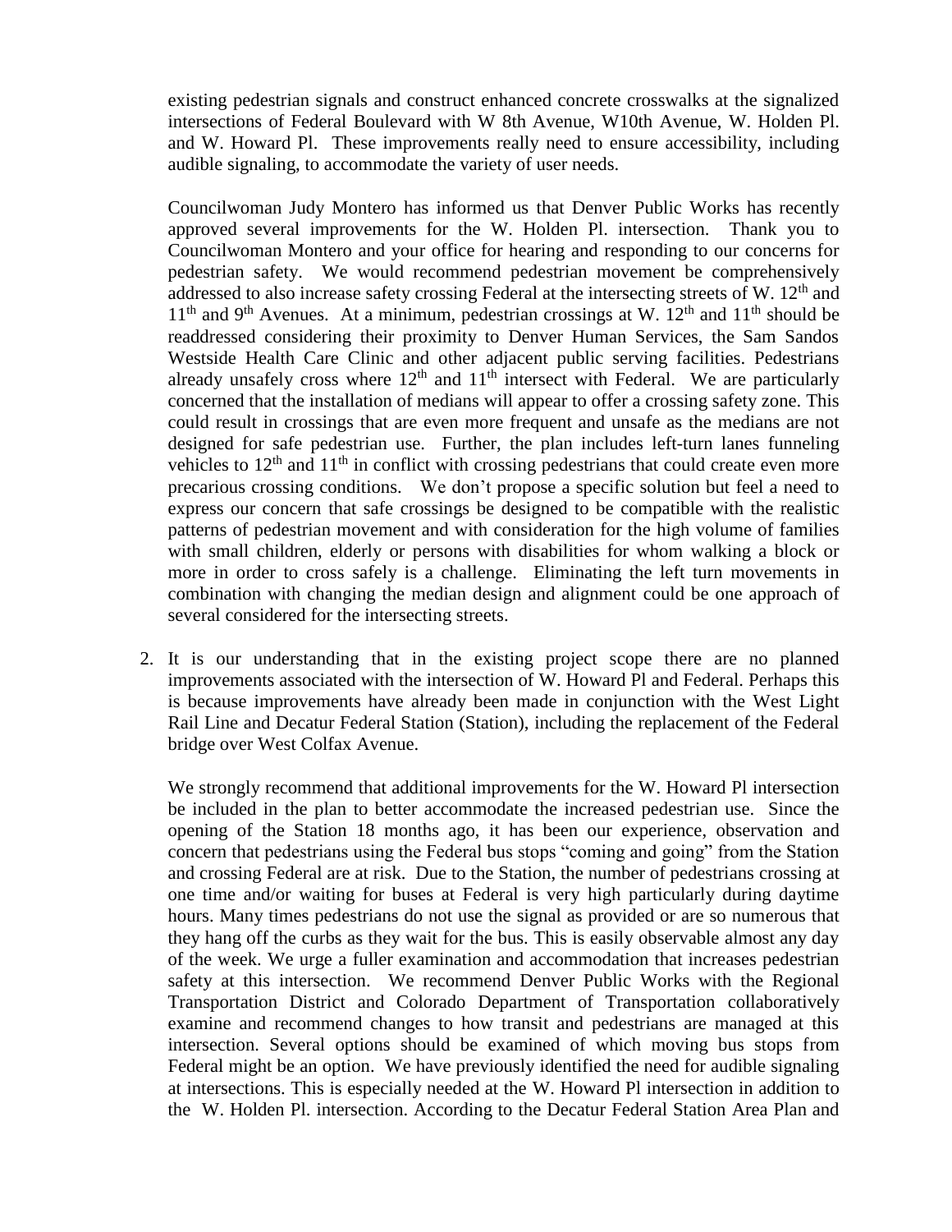existing pedestrian signals and construct enhanced concrete crosswalks at the signalized intersections of Federal Boulevard with W 8th Avenue, W10th Avenue, W. Holden Pl. and W. Howard Pl. These improvements really need to ensure accessibility, including audible signaling, to accommodate the variety of user needs.

Councilwoman Judy Montero has informed us that Denver Public Works has recently approved several improvements for the W. Holden Pl. intersection. Thank you to Councilwoman Montero and your office for hearing and responding to our concerns for pedestrian safety. We would recommend pedestrian movement be comprehensively addressed to also increase safety crossing Federal at the intersecting streets of W. 12th and 11th and 9th Avenues. At a minimum, pedestrian crossings at W. 12th and 11th should be readdressed considering their proximity to Denver Human Services, the Sam Sandos Westside Health Care Clinic and other adjacent public serving facilities. Pedestrians already unsafely cross where 12th and 11th intersect with Federal. We are particularly concerned that the installation of medians will appear to offer a crossing safety zone. This could result in crossings that are even more frequent and unsafe as the medians are not designed for safe pedestrian use. Further, the plan includes left-turn lanes funneling vehicles to 12th and 11th in conflict with crossing pedestrians that could create even more precarious crossing conditions. We don't propose a specific solution but feel a need to express our concern that safe crossings be designed to be compatible with the realistic patterns of pedestrian movement and with consideration for the high volume of families with small children, elderly or persons with disabilities for whom walking a block or more in order to cross safely is a challenge. Eliminating the left turn movements in combination with changing the median design and alignment could be one approach of several considered for the intersecting streets.

2. It is our understanding that in the existing project scope there are no planned improvements associated with the intersection of W. Howard Pl and Federal. Perhaps this is because improvements have already been made in conjunction with the West Light Rail Line and Decatur Federal Station (Station), including the replacement of the Federal bridge over West Colfax Avenue.

   We strongly recommend that additional improvements for the W. Howard Pl intersection be included in the plan to better accommodate the increased pedestrian use. Since the opening of the Station 18 months ago, it has been our experience, observation and concern that pedestrians using the Federal bus stops "coming and going" from the Station and crossing Federal are at risk. Due to the Station, the number of pedestrians crossing at one time and/or waiting for buses at Federal is very high particularly during daytime hours. Many times pedestrians do not use the signal as provided or are so numerous that they hang off the curbs as they wait for the bus. This is easily observable almost any day of the week. We urge a fuller examination and accommodation that increases pedestrian safety at this intersection. We recommend Denver Public Works with the Regional Transportation District and Colorado Department of Transportation collaboratively examine and recommend changes to how transit and pedestrians are managed at this intersection. Several options should be examined of which moving bus stops from Federal might be an option. We have previously identified the need for audible signaling at intersections. This is especially needed at the W. Howard Pl intersection in addition to the W. Holden Pl. intersection. According to the Decatur Federal Station Area Plan and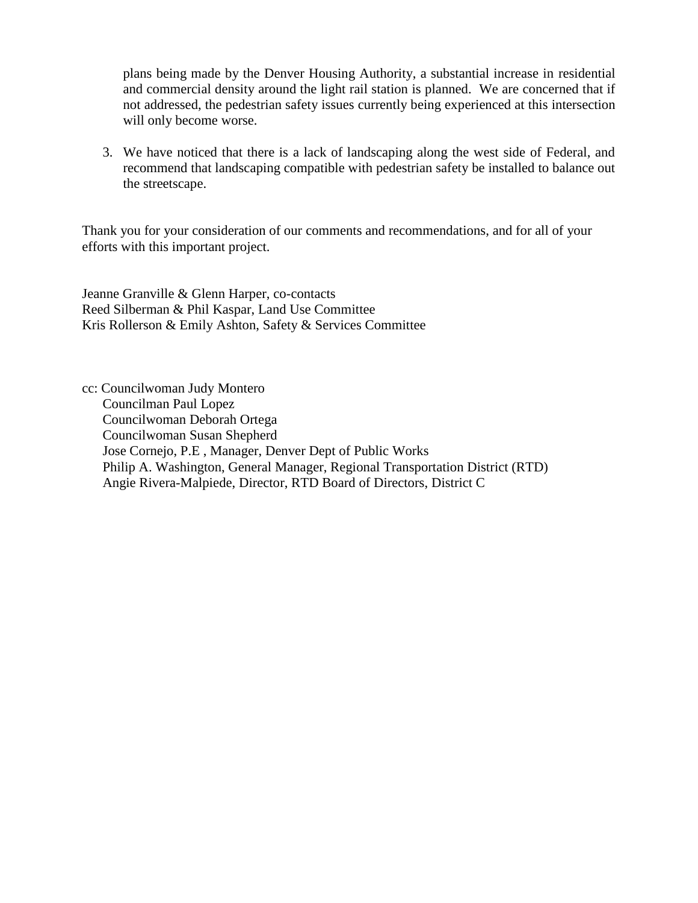plans being made by the Denver Housing Authority, a substantial increase in residential and commercial density around the light rail station is planned. We are concerned that if not addressed, the pedestrian safety issues currently being experienced at this intersection will only become worse.

3. We have noticed that there is a lack of landscaping along the west side of Federal, and recommend that landscaping compatible with pedestrian safety be installed to balance out the streetscape.

Thank you for your consideration of our comments and recommendations, and for all of your efforts with this important project.

Jeanne Granville & Glenn Harper, co-contacts  
Reed Silberman & Phil Kaspar, Land Use Committee  
Kris Rollerson & Emily Ashton, Safety & Services Committee

cc: Councilwoman Judy Montero  
Councilman Paul Lopez  
Councilwoman Deborah Ortega  
Councilwoman Susan Shepherd  
Jose Cornejo, P.E , Manager, Denver Dept of Public Works  
Philip A. Washington, General Manager, Regional Transportation District (RTD)  
Angie Rivera-Malpiede, Director, RTD Board of Directors, District C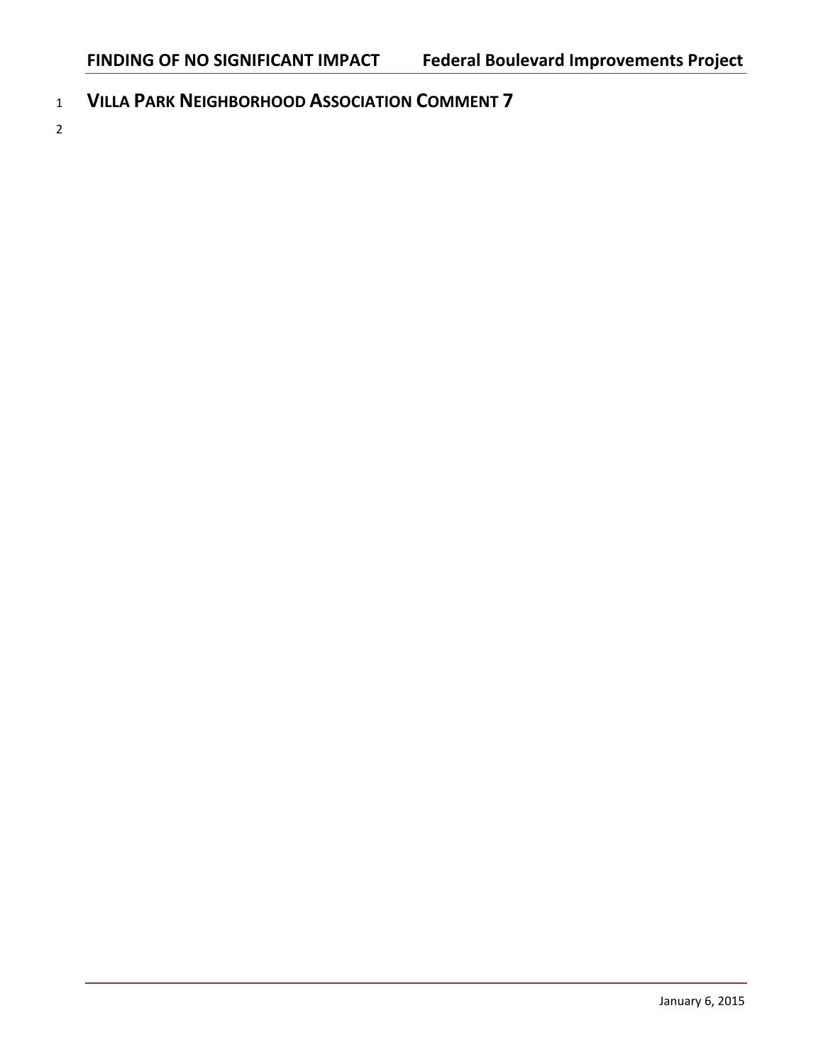# VILLA PARK NEIGHBORHOOD ASSOCIATION COMMENT 7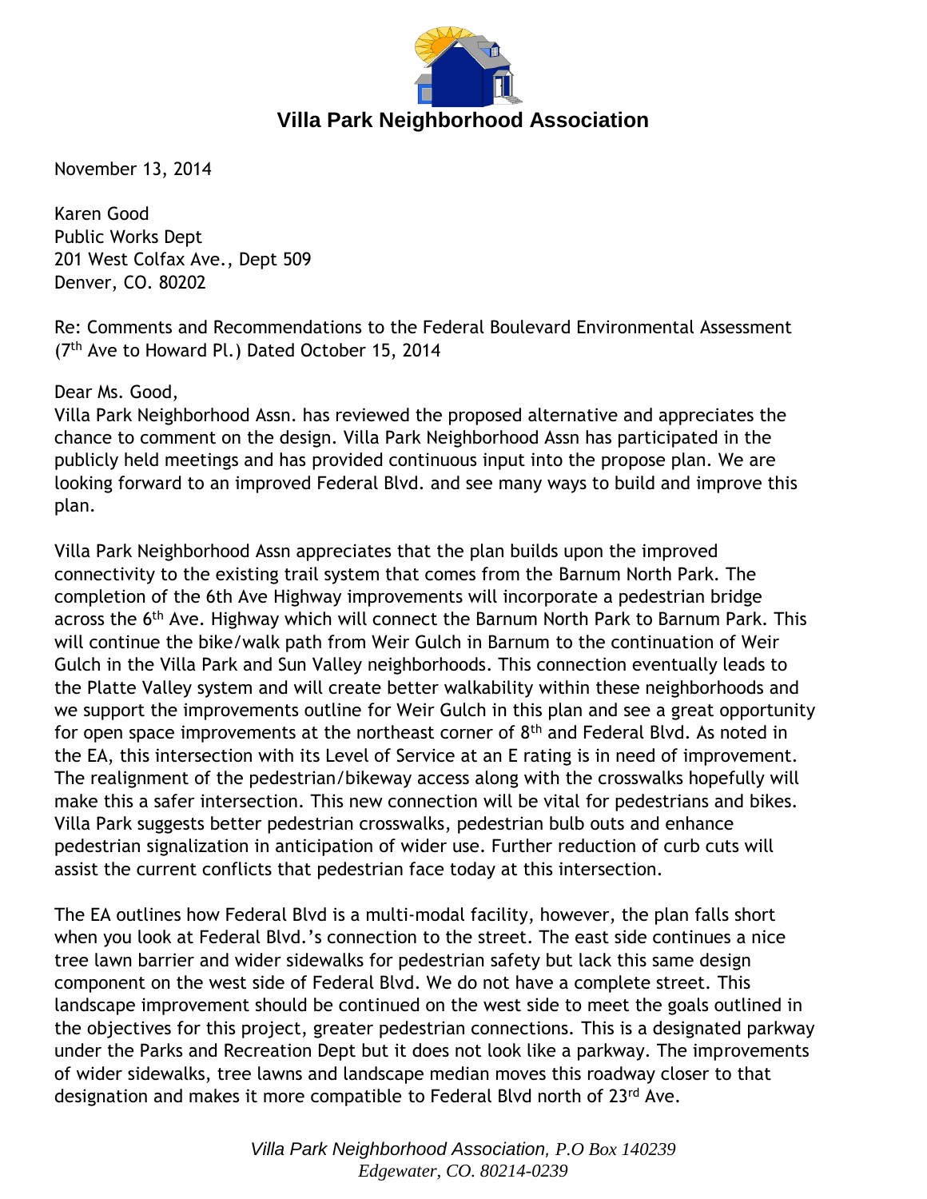# Villa Park Neighborhood Association

November 13, 2014

Karen Good
Public Works Dept
201 West Colfax Ave., Dept 509
Denver, CO. 80202

Re: Comments and Recommendations to the Federal Boulevard Environmental Assessment (7th Ave to Howard Pl.) Dated October 15, 2014

Dear Ms. Good,

Villa Park Neighborhood Assn. has reviewed the proposed alternative and appreciates the chance to comment on the design. Villa Park Neighborhood Assn has participated in the publicly held meetings and has provided continuous input into the propose plan. We are looking forward to an improved Federal Blvd. and see many ways to build and improve this plan.

Villa Park Neighborhood Assn appreciates that the plan builds upon the improved connectivity to the existing trail system that comes from the Barnum North Park. The completion of the 6th Ave Highway improvements will incorporate a pedestrian bridge across the 6th Ave. Highway which will connect the Barnum North Park to Barnum Park. This will continue the bike/walk path from Weir Gulch in Barnum to the continuation of Weir Gulch in the Villa Park and Sun Valley neighborhoods. This connection eventually leads to the Platte Valley system and will create better walkability within these neighborhoods and we support the improvements outline for Weir Gulch in this plan and see a great opportunity for open space improvements at the northeast corner of 8th and Federal Blvd. As noted in the EA, this intersection with its Level of Service at an E rating is in need of improvement. The realignment of the pedestrian/bikeway access along with the crosswalks hopefully will make this a safer intersection. This new connection will be vital for pedestrians and bikes. Villa Park suggests better pedestrian crosswalks, pedestrian bulb outs and enhance pedestrian signalization in anticipation of wider use. Further reduction of curb cuts will assist the current conflicts that pedestrian face today at this intersection.

The EA outlines how Federal Blvd is a multi-modal facility, however, the plan falls short when you look at Federal Blvd.'s connection to the street. The east side continues a nice tree lawn barrier and wider sidewalks for pedestrian safety but lack this same design component on the west side of Federal Blvd. We do not have a complete street. This landscape improvement should be continued on the west side to meet the goals outlined in the objectives for this project, greater pedestrian connections. This is a designated parkway under the Parks and Recreation Dept but it does not look like a parkway. The improvements of wider sidewalks, tree lawns and landscape median moves this roadway closer to that designation and makes it more compatible to Federal Blvd north of 23rd Ave.

*Villa Park Neighborhood Association, P.O Box 140239*
*Edgewater, CO. 80214-0239*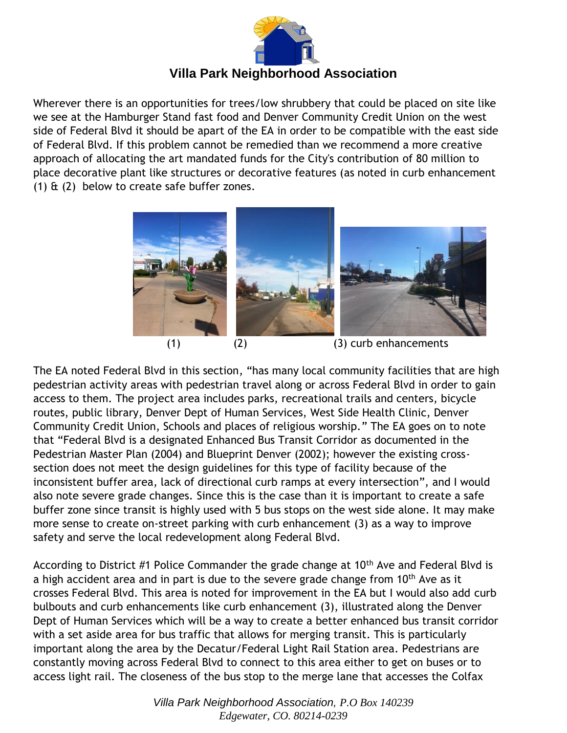**Villa Park Neighborhood Association**

Wherever there is an opportunities for trees/low shrubbery that could be placed on site like we see at the Hamburger Stand fast food and Denver Community Credit Union on the west side of Federal Blvd it should be apart of the EA in order to be compatible with the east side of Federal Blvd. If this problem cannot be remedied than we recommend a more creative approach of allocating the art mandated funds for the City's contribution of 80 million to place decorative plant like structures or decorative features (as noted in curb enhancement (1) & (2) below to create safe buffer zones.

(1) (2) (3) curb enhancements

The EA noted Federal Blvd in this section, "has many local community facilities that are high pedestrian activity areas with pedestrian travel along or across Federal Blvd in order to gain access to them. The project area includes parks, recreational trails and centers, bicycle routes, public library, Denver Dept of Human Services, West Side Health Clinic, Denver Community Credit Union, Schools and places of religious worship." The EA goes on to note that "Federal Blvd is a designated Enhanced Bus Transit Corridor as documented in the Pedestrian Master Plan (2004) and Blueprint Denver (2002); however the existing cross-section does not meet the design guidelines for this type of facility because of the inconsistent buffer area, lack of directional curb ramps at every intersection", and I would also note severe grade changes. Since this is the case than it is important to create a safe buffer zone since transit is highly used with 5 bus stops on the west side alone. It may make more sense to create on-street parking with curb enhancement (3) as a way to improve safety and serve the local redevelopment along Federal Blvd.

According to District #1 Police Commander the grade change at 10th Ave and Federal Blvd is a high accident area and in part is due to the severe grade change from 10th Ave as it crosses Federal Blvd. This area is noted for improvement in the EA but I would also add curb bulbouts and curb enhancements like curb enhancement (3), illustrated along the Denver Dept of Human Services which will be a way to create a better enhanced bus transit corridor with a set aside area for bus traffic that allows for merging transit. This is particularly important along the area by the Decatur/Federal Light Rail Station area. Pedestrians are constantly moving across Federal Blvd to connect to this area either to get on buses or to access light rail. The closeness of the bus stop to the merge lane that accesses the Colfax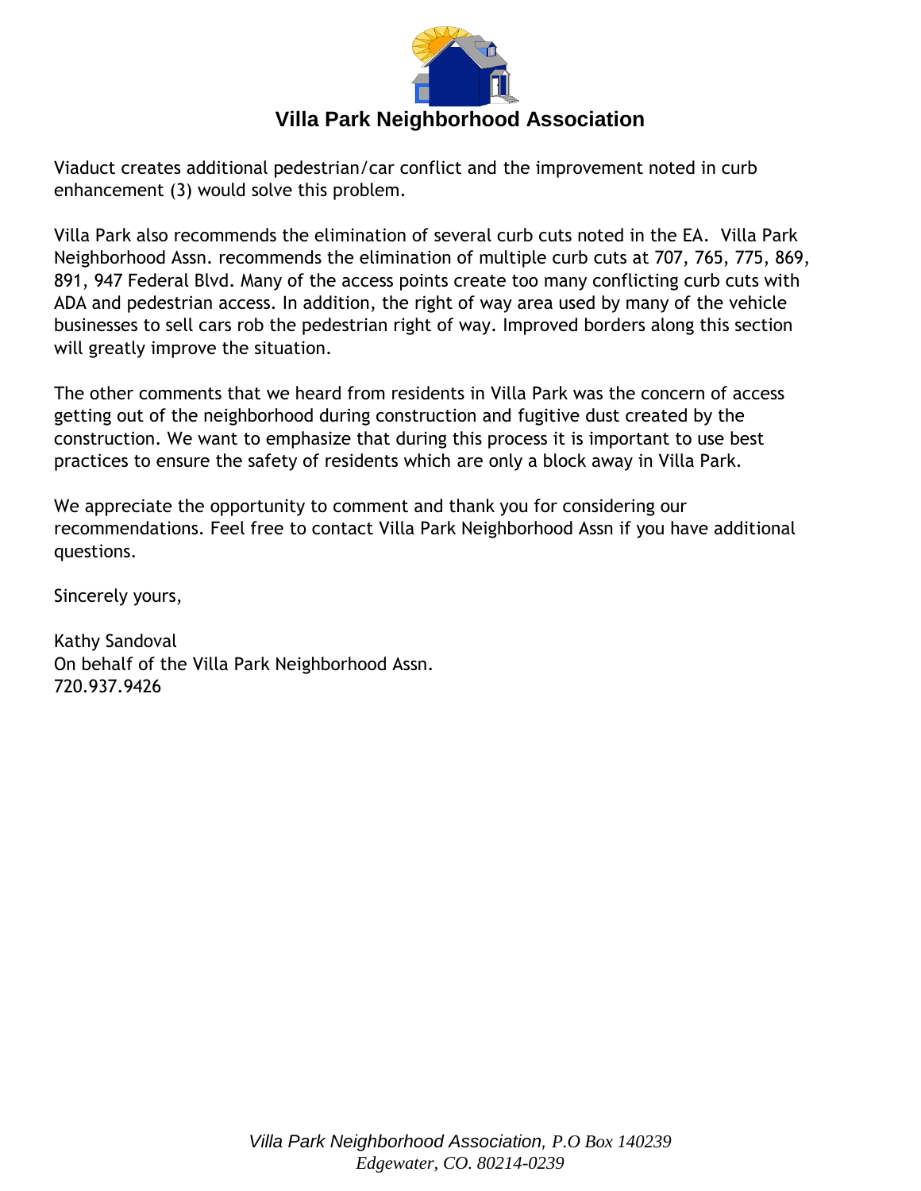# Villa Park Neighborhood Association

Viaduct creates additional pedestrian/car conflict and the improvement noted in curb enhancement (3) would solve this problem.

Villa Park also recommends the elimination of several curb cuts noted in the EA. Villa Park Neighborhood Assn. recommends the elimination of multiple curb cuts at 707, 765, 775, 869, 891, 947 Federal Blvd. Many of the access points create too many conflicting curb cuts with ADA and pedestrian access. In addition, the right of way area used by many of the vehicle businesses to sell cars rob the pedestrian right of way. Improved borders along this section will greatly improve the situation.

The other comments that we heard from residents in Villa Park was the concern of access getting out of the neighborhood during construction and fugitive dust created by the construction. We want to emphasize that during this process it is important to use best practices to ensure the safety of residents which are only a block away in Villa Park.

We appreciate the opportunity to comment and thank you for considering our recommendations. Feel free to contact Villa Park Neighborhood Assn if you have additional questions.

Sincerely yours,

Kathy Sandoval
On behalf of the Villa Park Neighborhood Assn.
720.937.9426

*Villa Park Neighborhood Association, P.O Box 140239*
*Edgewater, CO. 80214-0239*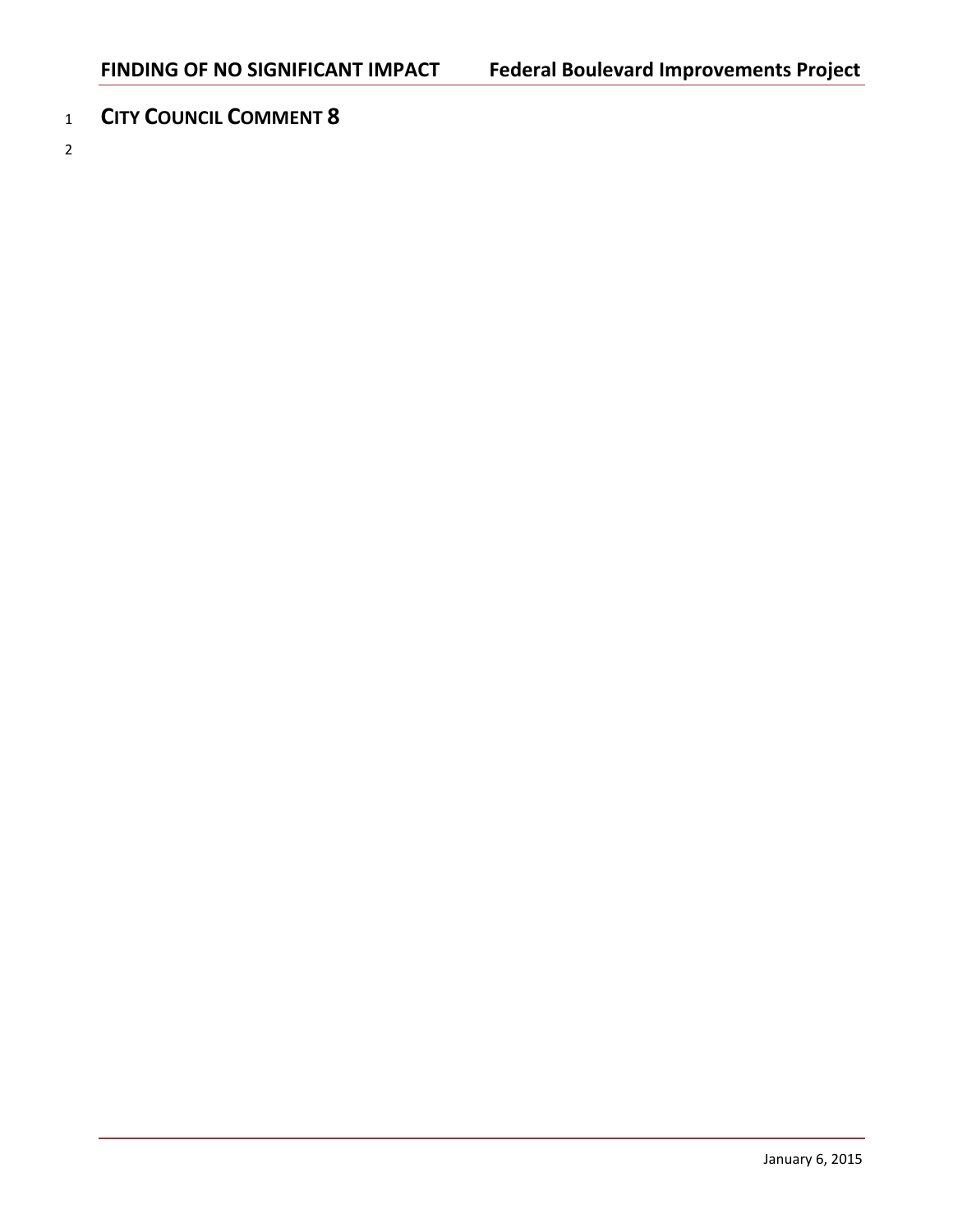# CITY COUNCIL COMMENT 8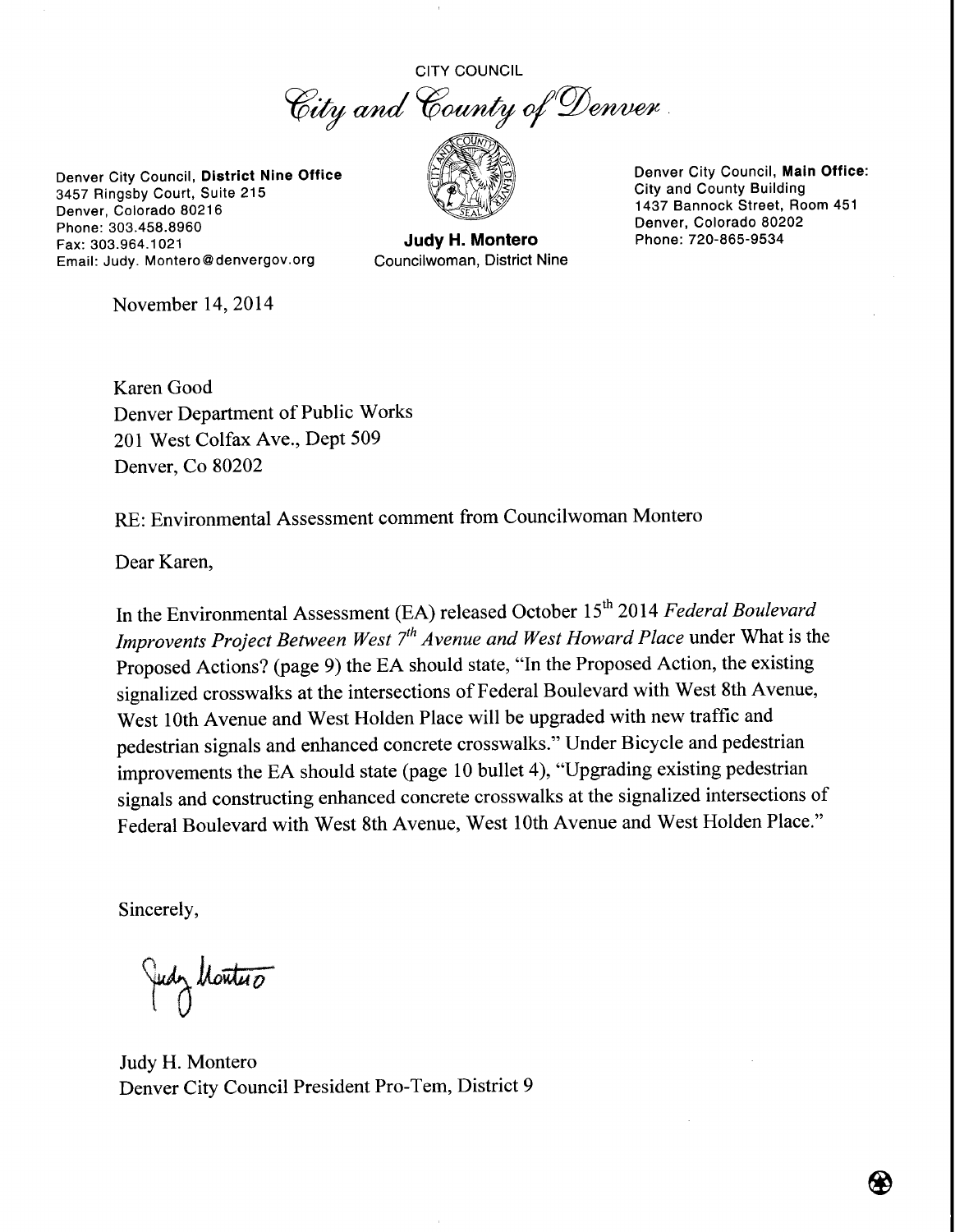CITY COUNCIL

*City and County of Denver*

Denver City Council, **District Nine Office**
3457 Ringsby Court, Suite 215
Denver, Colorado 80216
Phone: 303.458.8960
Fax: 303.964.1021
Email: Judy. Montero@denvergov.org

**Judy H. Montero**
Councilwoman, District Nine

Denver City Council, **Main Office:**
City and County Building
1437 Bannock Street, Room 451
Denver, Colorado 80202
Phone: 720-865-9534

November 14, 2014

Karen Good
Denver Department of Public Works
201 West Colfax Ave., Dept 509
Denver, Co 80202

RE: Environmental Assessment comment from Councilwoman Montero

Dear Karen,

In the Environmental Assessment (EA) released October 15th 2014 *Federal Boulevard Improvents Project Between West 7th Avenue and West Howard Place* under What is the Proposed Actions? (page 9) the EA should state, "In the Proposed Action, the existing signalized crosswalks at the intersections of Federal Boulevard with West 8th Avenue, West 10th Avenue and West Holden Place will be upgraded with new traffic and pedestrian signals and enhanced concrete crosswalks." Under Bicycle and pedestrian improvements the EA should state (page 10 bullet 4), "Upgrading existing pedestrian signals and constructing enhanced concrete crosswalks at the signalized intersections of Federal Boulevard with West 8th Avenue, West 10th Avenue and West Holden Place."

Sincerely,

Judy Montero

Judy H. Montero
Denver City Council President Pro-Tem, District 9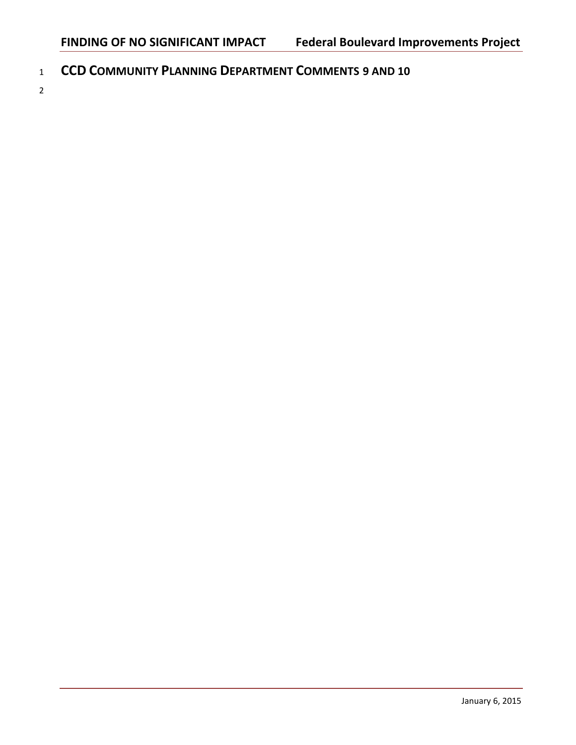## CCD Community Planning Department Comments 9 and 10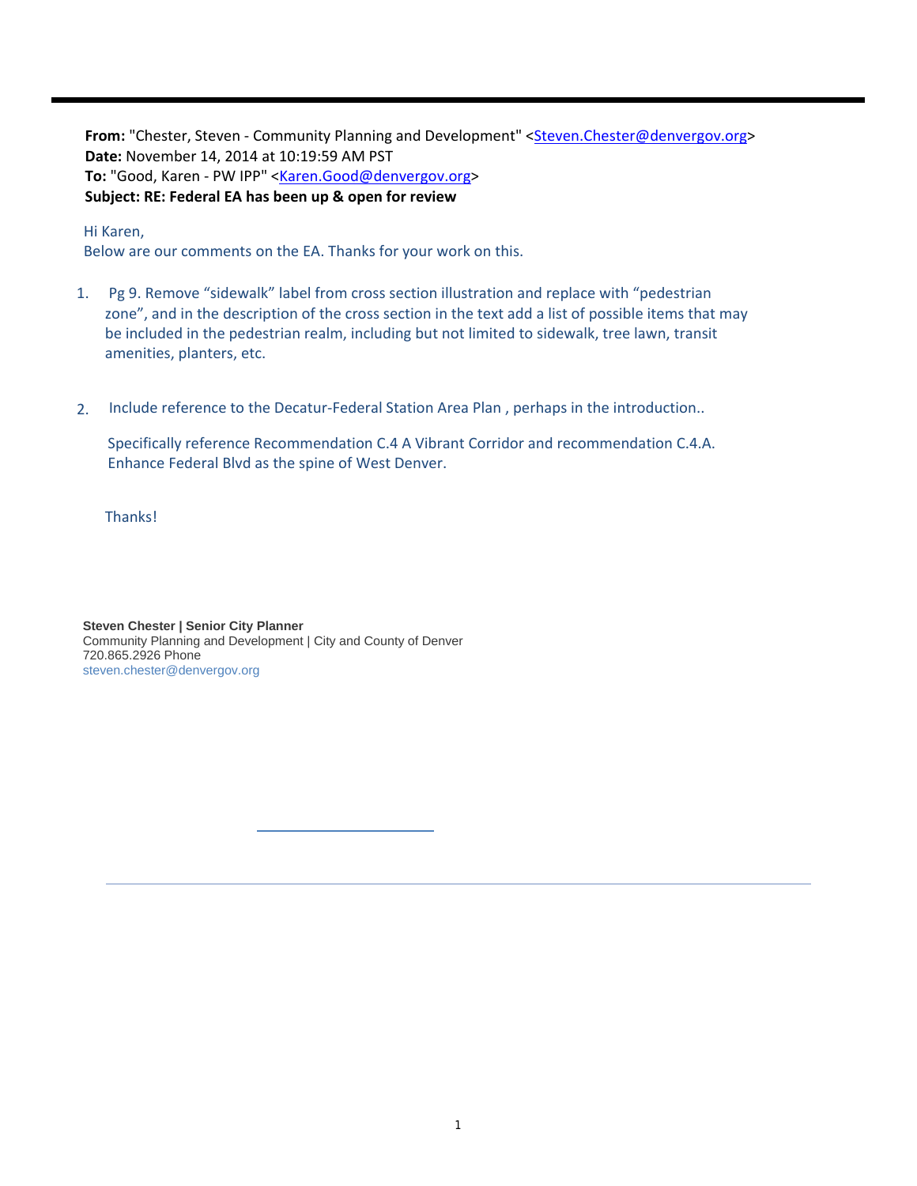**From:** "Chester, Steven - Community Planning and Development" <Steven.Chester@denvergov.org>
**Date:** November 14, 2014 at 10:19:59 AM PST
**To:** "Good, Karen - PW IPP" <Karen.Good@denvergov.org>
**Subject: RE: Federal EA has been up & open for review**

Hi Karen,
Below are our comments on the EA. Thanks for your work on this.

1. Pg 9. Remove "sidewalk" label from cross section illustration and replace with "pedestrian zone", and in the description of the cross section in the text add a list of possible items that may be included in the pedestrian realm, including but not limited to sidewalk, tree lawn, transit amenities, planters, etc.

2. Include reference to the Decatur-Federal Station Area Plan , perhaps in the introduction..

   Specifically reference Recommendation C.4 A Vibrant Corridor and recommendation C.4.A. Enhance Federal Blvd as the spine of West Denver.

Thanks!

**Steven Chester | Senior City Planner**
Community Planning and Development | City and County of Denver
720.865.2926 Phone
steven.chester@denvergov.org